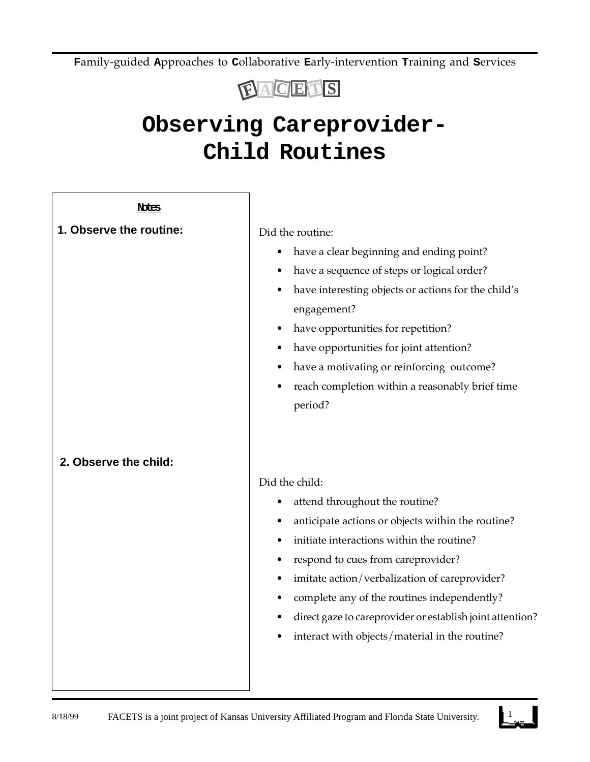**F**amily-guided **A**pproaches to **C**ollaborative **E**arly-intervention **T**raining and **S**ervices

FACETS

# Observing Careprovider-Child Routines

**Notes**

**1. Observe the routine:**

Did the routine:

- have a clear beginning and ending point?
- have a sequence of steps or logical order?
- have interesting objects or actions for the child's engagement?
- have opportunities for repetition?
- have opportunities for joint attention?
- have a motivating or reinforcing outcome?
- reach completion within a reasonably brief time period?

**2. Observe the child:**

Did the child:

- attend throughout the routine?
- anticipate actions or objects within the routine?
- initiate interactions within the routine?
- respond to cues from careprovider?
- imitate action/verbalization of careprovider?
- complete any of the routines independently?
- direct gaze to careprovider or establish joint attention?
- interact with objects/material in the routine?

8/18/99 FACETS is a joint project of Kansas University Affiliated Program and Florida State University.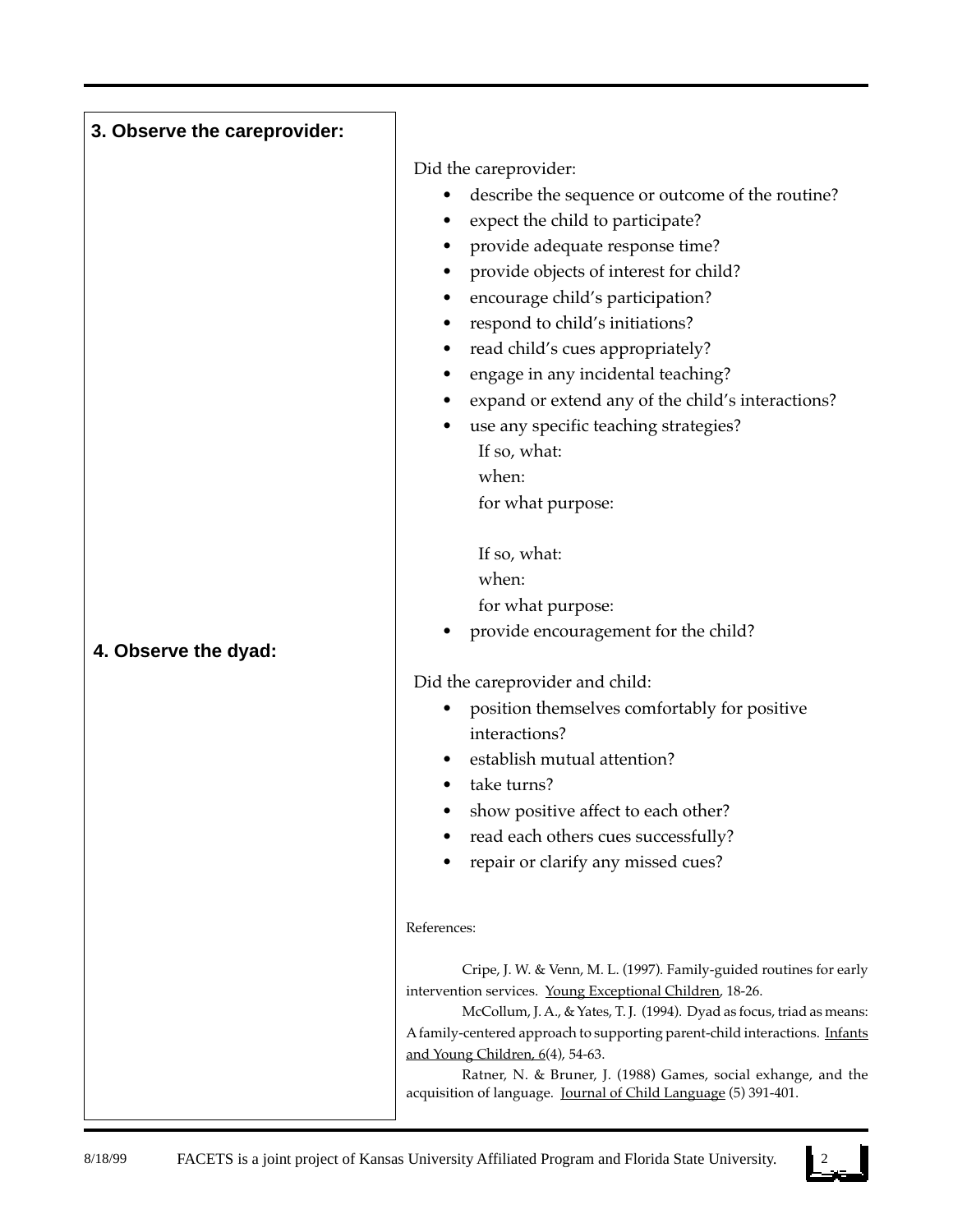**3. Observe the careprovider:**

Did the careprovider:

- describe the sequence or outcome of the routine?
- expect the child to participate?
- provide adequate response time?
- provide objects of interest for child?
- encourage child's participation?
- respond to child's initiations?
- read child's cues appropriately?
- engage in any incidental teaching?
- expand or extend any of the child's interactions?
- use any specific teaching strategies?

  If so, what:

  when:

  for what purpose:

  If so, what:

  when:

  for what purpose:

- provide encouragement for the child?

**4. Observe the dyad:**

Did the careprovider and child:

- position themselves comfortably for positive interactions?
- establish mutual attention?
- take turns?
- show positive affect to each other?
- read each others cues successfully?
- repair or clarify any missed cues?

References:

Cripe, J. W. & Venn, M. L. (1997). Family-guided routines for early intervention services. Young Exceptional Children, 18-26.

McCollum, J. A., & Yates, T. J. (1994). Dyad as focus, triad as means: A family-centered approach to supporting parent-child interactions. Infants and Young Children, 6(4), 54-63.

Ratner, N. & Bruner, J. (1988) Games, social exhange, and the acquisition of language. Journal of Child Language (5) 391-401.

8/18/99 FACETS is a joint project of Kansas University Affiliated Program and Florida State University.